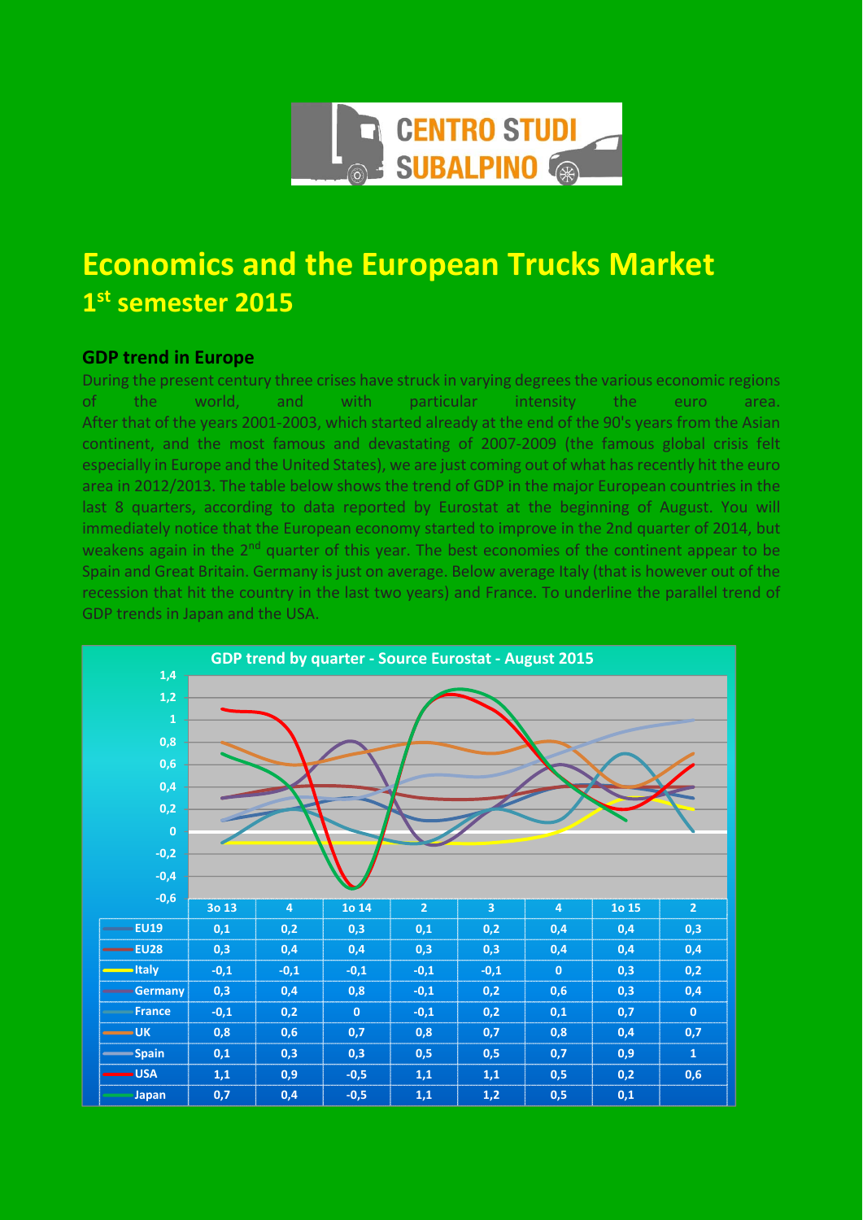CENTRO STUDI SUBALPINO

# Economics and the European Trucks Market

## 1st semester 2015

### GDP trend in Europe

During the present century three crises have struck in varying degrees the various economic regions of the world, and with particular intensity the euro area. After that of the years 2001-2003, which started already at the end of the 90's years from the Asian continent, and the most famous and devastating of 2007-2009 (the famous global crisis felt especially in Europe and the United States), we are just coming out of what has recently hit the euro area in 2012/2013. The table below shows the trend of GDP in the major European countries in the last 8 quarters, according to data reported by Eurostat at the beginning of August. You will immediately notice that the European economy started to improve in the 2nd quarter of 2014, but weakens again in the 2nd quarter of this year. The best economies of the continent appear to be Spain and Great Britain. Germany is just on average. Below average Italy (that is however out of the recession that hit the country in the last two years) and France. To underline the parallel trend of GDP trends in Japan and the USA.

**GDP trend by quarter - Source Eurostat - August 2015**

| | 3o 13 | 4 | 1o 14 | 2 | 3 | 4 | 1o 15 | 2 |
|---|---|---|---|---|---|---|---|---|
| EU19 | 0,1 | 0,2 | 0,3 | 0,1 | 0,2 | 0,4 | 0,4 | 0,3 |
| EU28 | 0,3 | 0,4 | 0,4 | 0,3 | 0,3 | 0,4 | 0,4 | 0,4 |
| Italy | -0,1 | -0,1 | -0,1 | -0,1 | -0,1 | 0 | 0,3 | 0,2 |
| Germany | 0,3 | 0,4 | 0,8 | -0,1 | 0,2 | 0,6 | 0,3 | 0,4 |
| France | -0,1 | 0,2 | 0 | -0,1 | 0,2 | 0,1 | 0,7 | 0 |
| UK | 0,8 | 0,6 | 0,7 | 0,8 | 0,7 | 0,8 | 0,4 | 0,7 |
| Spain | 0,1 | 0,3 | 0,3 | 0,5 | 0,5 | 0,7 | 0,9 | 1 |
| USA | 1,1 | 0,9 | -0,5 | 1,1 | 1,1 | 0,5 | 0,2 | 0,6 |
| Japan | 0,7 | 0,4 | -0,5 | 1,1 | 1,2 | 0,5 | 0,1 | |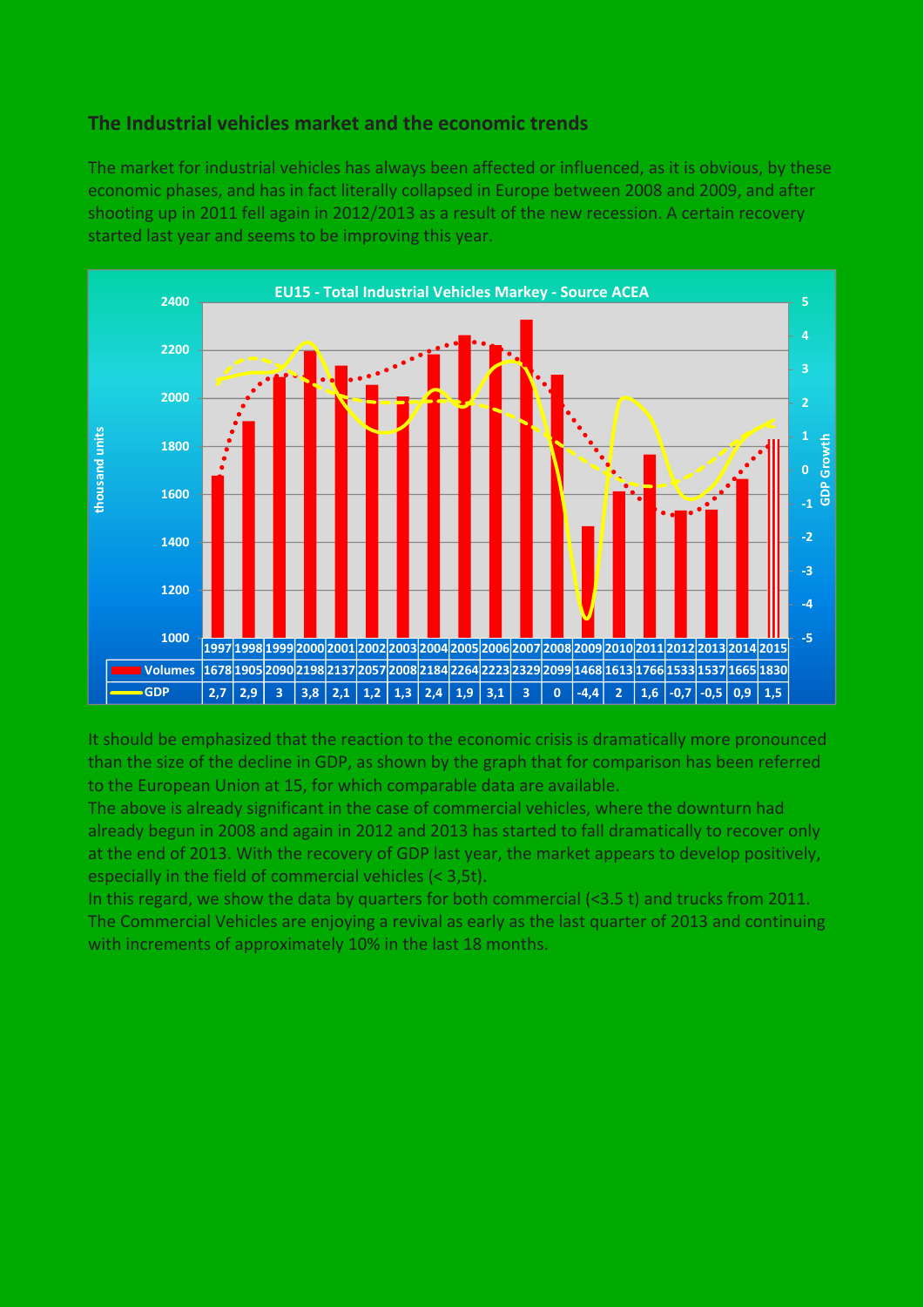## The Industrial vehicles market and the economic trends

The market for industrial vehicles has always been affected or influenced, as it is obvious, by these economic phases, and has in fact literally collapsed in Europe between 2008 and 2009, and after shooting up in 2011 fell again in 2012/2013 as a result of the new recession. A certain recovery started last year and seems to be improving this year.

**EU15 - Total Industrial Vehicles Markey - Source ACEA**

| | 1997 | 1998 | 1999 | 2000 | 2001 | 2002 | 2003 | 2004 | 2005 | 2006 | 2007 | 2008 | 2009 | 2010 | 2011 | 2012 | 2013 | 2014 | 2015 |
|---|---|---|---|---|---|---|---|---|---|---|---|---|---|---|---|---|---|---|---|
| Volumes | 1678 | 1905 | 2090 | 2198 | 2137 | 2057 | 2008 | 2184 | 2264 | 2223 | 2329 | 2099 | 1468 | 1613 | 1766 | 1533 | 1537 | 1665 | 1830 |
| GDP | 2,7 | 2,9 | 3 | 3,8 | 2,1 | 1,2 | 1,3 | 2,4 | 1,9 | 3,1 | 3 | 0 | -4,4 | 2 | 1,6 | -0,7 | -0,5 | 0,9 | 1,5 |

It should be emphasized that the reaction to the economic crisis is dramatically more pronounced than the size of the decline in GDP, as shown by the graph that for comparison has been referred to the European Union at 15, for which comparable data are available.
The above is already significant in the case of commercial vehicles, where the downturn had already begun in 2008 and again in 2012 and 2013 has started to fall dramatically to recover only at the end of 2013. With the recovery of GDP last year, the market appears to develop positively, especially in the field of commercial vehicles (< 3,5t).
In this regard, we show the data by quarters for both commercial (<3.5 t) and trucks from 2011. The Commercial Vehicles are enjoying a revival as early as the last quarter of 2013 and continuing with increments of approximately 10% in the last 18 months.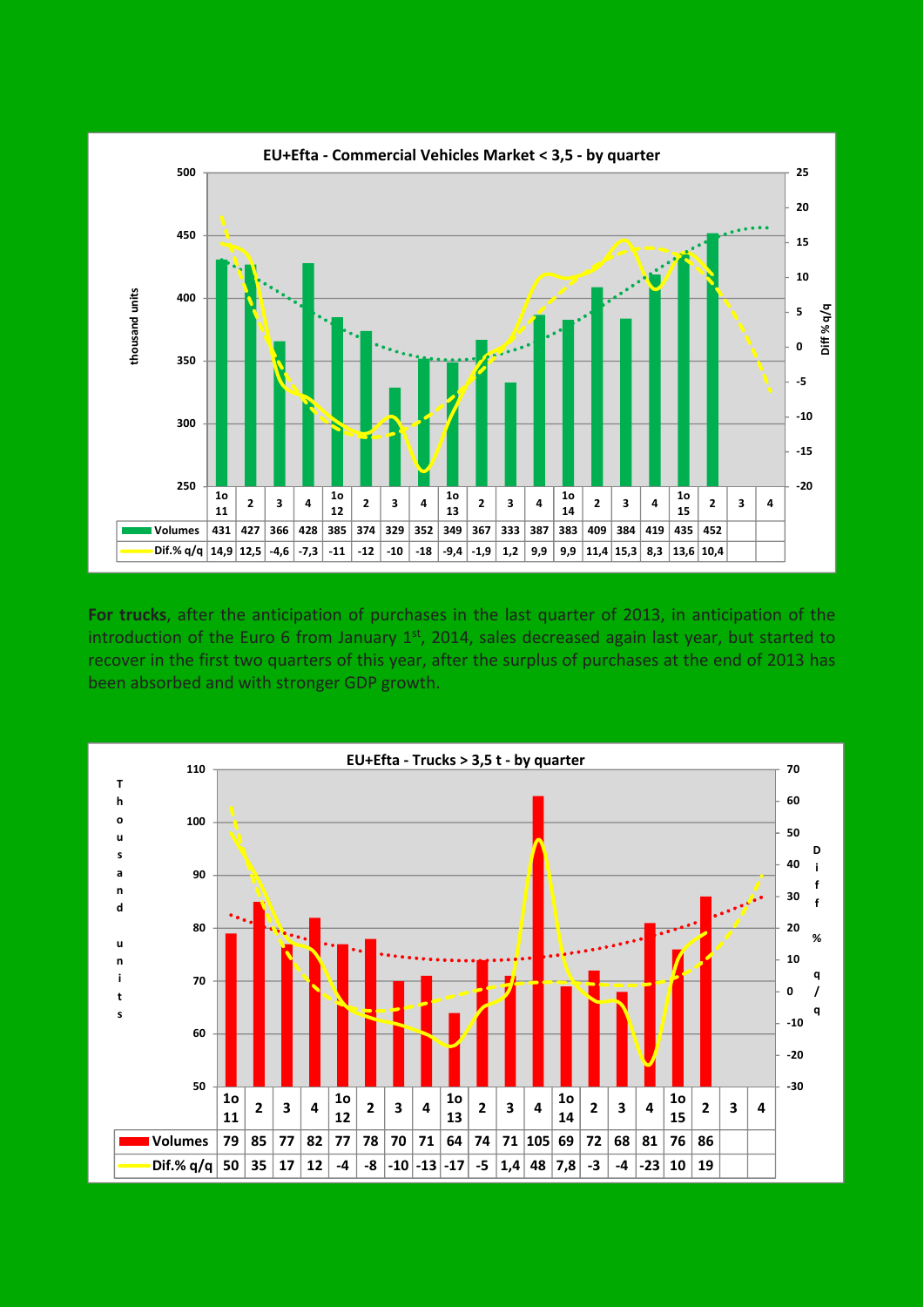**EU+Efta - Commercial Vehicles Market < 3,5 - by quarter**

| | 1o 11 | 2 | 3 | 4 | 1o 12 | 2 | 3 | 4 | 1o 13 | 2 | 3 | 4 | 1o 14 | 2 | 3 | 4 | 1o 15 | 2 | 3 | 4 |
|---|---|---|---|---|---|---|---|---|---|---|---|---|---|---|---|---|---|---|---|---|
| Volumes | 431 | 427 | 366 | 428 | 385 | 374 | 329 | 352 | 349 | 367 | 333 | 387 | 383 | 409 | 384 | 419 | 435 | 452 | | |
| Dif.% q/q | 14,9 | 12,5 | -4,6 | -7,3 | -11 | -12 | -10 | -18 | -9,4 | -1,9 | 1,2 | 9,9 | 9,9 | 11,4 | 15,3 | 8,3 | 13,6 | 10,4 | | |

**For trucks**, after the anticipation of purchases in the last quarter of 2013, in anticipation of the introduction of the Euro 6 from January 1st, 2014, sales decreased again last year, but started to recover in the first two quarters of this year, after the surplus of purchases at the end of 2013 has been absorbed and with stronger GDP growth.

**EU+Efta - Trucks > 3,5 t - by quarter**

| | 1o 11 | 2 | 3 | 4 | 1o 12 | 2 | 3 | 4 | 1o 13 | 2 | 3 | 4 | 1o 14 | 2 | 3 | 4 | 1o 15 | 2 | 3 | 4 |
|---|---|---|---|---|---|---|---|---|---|---|---|---|---|---|---|---|---|---|---|---|
| Volumes | 79 | 85 | 77 | 82 | 77 | 78 | 70 | 71 | 64 | 74 | 71 | 105 | 69 | 72 | 68 | 81 | 76 | 86 | | |
| Dif.% q/q | 50 | 35 | 17 | 12 | -4 | -8 | -10 | -13 | -17 | -5 | 1,4 | 48 | 7,8 | -3 | -4 | -23 | 10 | 19 | | |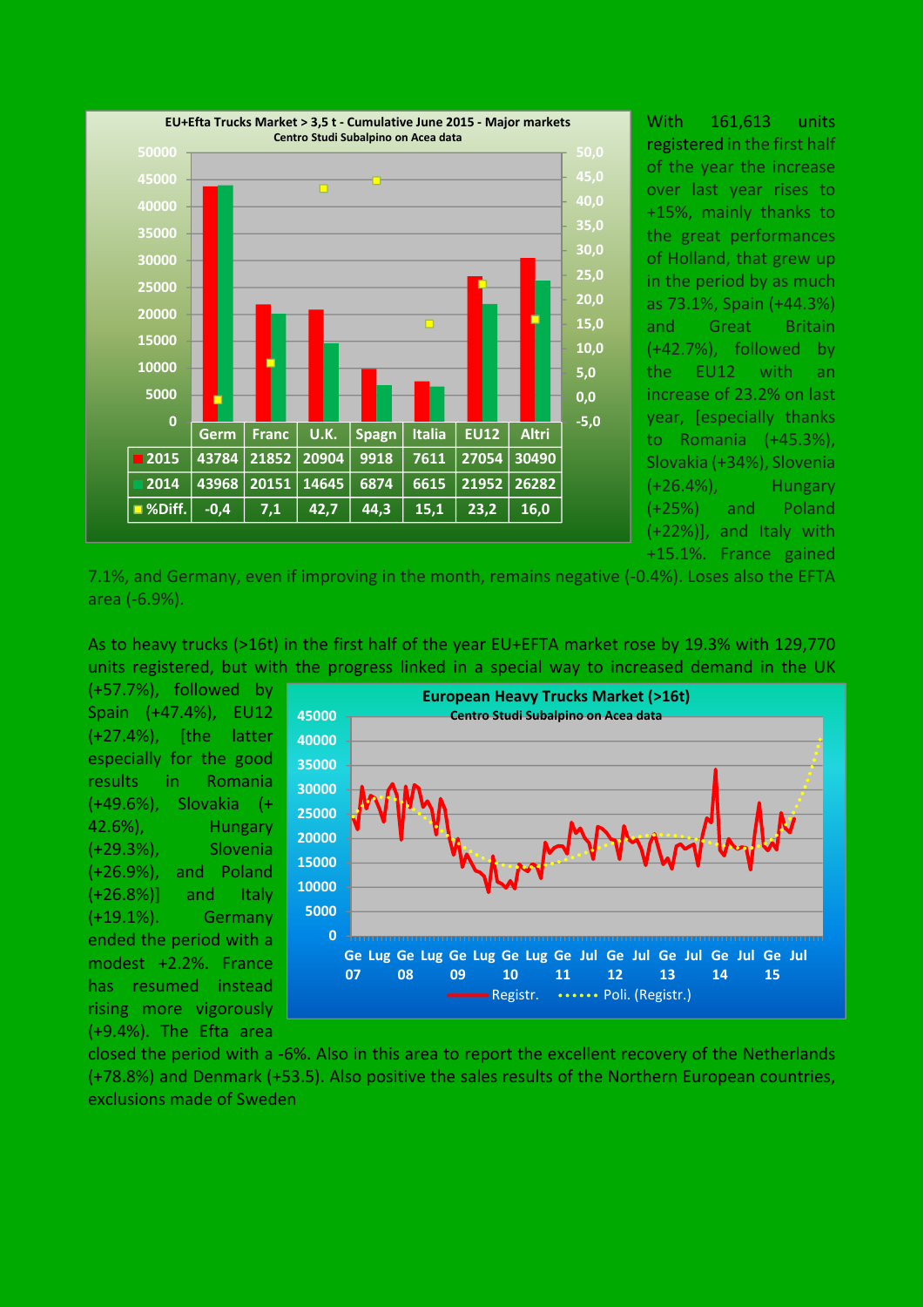**EU+Efta Trucks Market > 3,5 t - Cumulative June 2015 - Major markets**
Centro Studi Subalpino on Acea data

| | Germ | Franc | U.K. | Spagn | Italia | EU12 | Altri |
|---|---|---|---|---|---|---|---|
| 2015 | 43784 | 21852 | 20904 | 9918 | 7611 | 27054 | 30490 |
| 2014 | 43968 | 20151 | 14645 | 6874 | 6615 | 21952 | 26282 |
| %Diff. | -0,4 | 7,1 | 42,7 | 44,3 | 15,1 | 23,2 | 16,0 |

With 161,613 units registered in the first half of the year the increase over last year rises to +15%, mainly thanks to the great performances of Holland, that grew up in the period by as much as 73.1%, Spain (+44.3%) and Great Britain (+42.7%), followed by the EU12 with an increase of 23.2% on last year, [especially thanks to Romania (+45.3%), Slovakia (+34%), Slovenia (+26.4%), Hungary (+25%) and Poland (+22%)], and Italy with +15.1%. France gained 7.1%, and Germany, even if improving in the month, remains negative (-0.4%). Loses also the EFTA area (-6.9%).

As to heavy trucks (>16t) in the first half of the year EU+EFTA market rose by 19.3% with 129,770 units registered, but with the progress linked in a special way to increased demand in the UK (+57.7%), followed by Spain (+47.4%), EU12 (+27.4%), [the latter especially for the good results in Romania (+49.6%), Slovakia (+ 42.6%), Hungary (+29.3%), Slovenia (+26.9%), and Poland (+26.8%)] and Italy (+19.1%). Germany ended the period with a modest +2.2%. France has resumed instead rising more vigorously (+9.4%). The Efta area closed the period with a -6%. Also in this area to report the excellent recovery of the Netherlands (+78.8%) and Denmark (+53.5). Also positive the sales results of the Northern European countries, exclusions made of Sweden

**European Heavy Trucks Market (>16t)**
Centro Studi Subalpino on Acea data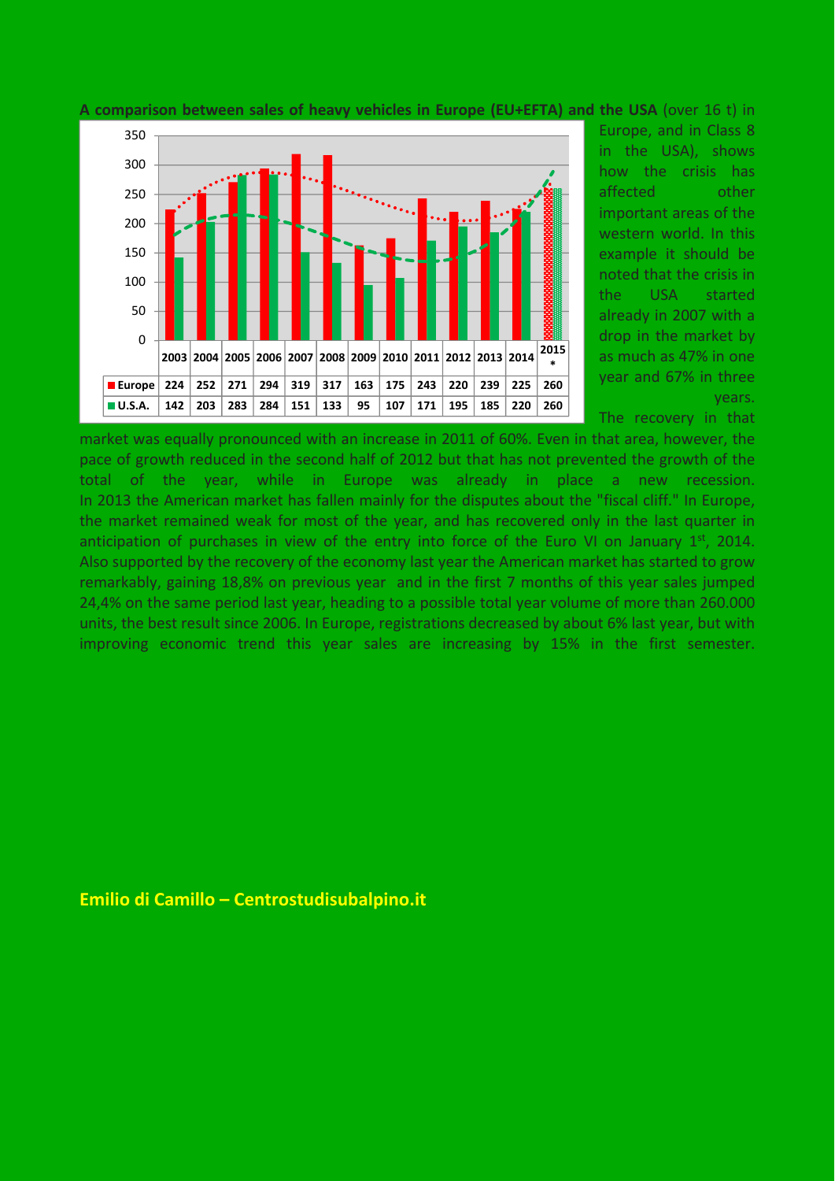**A comparison between sales of heavy vehicles in Europe (EU+EFTA) and the USA** (over 16 t) in Europe, and in Class 8 in the USA), shows how the crisis has affected other important areas of the western world. In this example it should be noted that the crisis in the USA started already in 2007 with a drop in the market by as much as 47% in one year and 67% in three years.

350
300
250
200
150
100
50
0

| | 2003 | 2004 | 2005 | 2006 | 2007 | 2008 | 2009 | 2010 | 2011 | 2012 | 2013 | 2014 | 2015 * |
|---|---|---|---|---|---|---|---|---|---|---|---|---|---|
| Europe | 224 | 252 | 271 | 294 | 319 | 317 | 163 | 175 | 243 | 220 | 239 | 225 | 260 |
| U.S.A. | 142 | 203 | 283 | 284 | 151 | 133 | 95 | 107 | 171 | 195 | 185 | 220 | 260 |

The recovery in that market was equally pronounced with an increase in 2011 of 60%. Even in that area, however, the pace of growth reduced in the second half of 2012 but that has not prevented the growth of the total of the year, while in Europe was already in place a new recession. In 2013 the American market has fallen mainly for the disputes about the "fiscal cliff." In Europe, the market remained weak for most of the year, and has recovered only in the last quarter in anticipation of purchases in view of the entry into force of the Euro VI on January 1st, 2014. Also supported by the recovery of the economy last year the American market has started to grow remarkably, gaining 18,8% on previous year and in the first 7 months of this year sales jumped 24,4% on the same period last year, heading to a possible total year volume of more than 260.000 units, the best result since 2006. In Europe, registrations decreased by about 6% last year, but with improving economic trend this year sales are increasing by 15% in the first semester.

**Emilio di Camillo – Centrostudisubalpino.it**